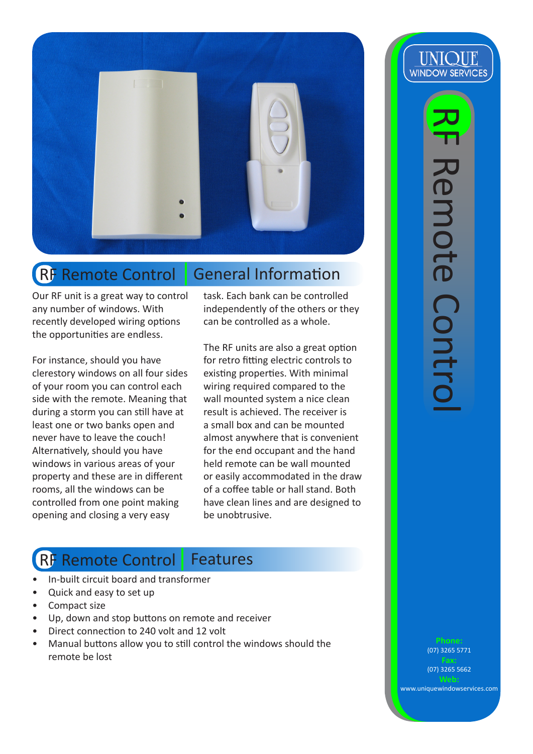# RF Remote Control

UNIQUE WINDOW SERVICES

## RF Remote Control | General Information

Our RF unit is a great way to control any number of windows. With recently developed wiring options the opportunities are endless.

For instance, should you have clerestory windows on all four sides of your room you can control each side with the remote. Meaning that during a storm you can still have at least one or two banks open and never have to leave the couch! Alternatively, should you have windows in various areas of your property and these are in different rooms, all the windows can be controlled from one point making opening and closing a very easy task. Each bank can be controlled independently of the others or they can be controlled as a whole.

The RF units are also a great option for retro fitting electric controls to existing properties. With minimal wiring required compared to the wall mounted system a nice clean result is achieved. The receiver is a small box and can be mounted almost anywhere that is convenient for the end occupant and the hand held remote can be wall mounted or easily accommodated in the draw of a coffee table or hall stand. Both have clean lines and are designed to be unobtrusive.

## RF Remote Control | Features

- In-built circuit board and transformer
- Quick and easy to set up
- Compact size
- Up, down and stop buttons on remote and receiver
- Direct connection to 240 volt and 12 volt
- Manual buttons allow you to still control the windows should the remote be lost

**Phone:**
(07) 3265 5771
**Fax:**
(07) 3265 5662
**Web:**
www.uniquewindowservices.com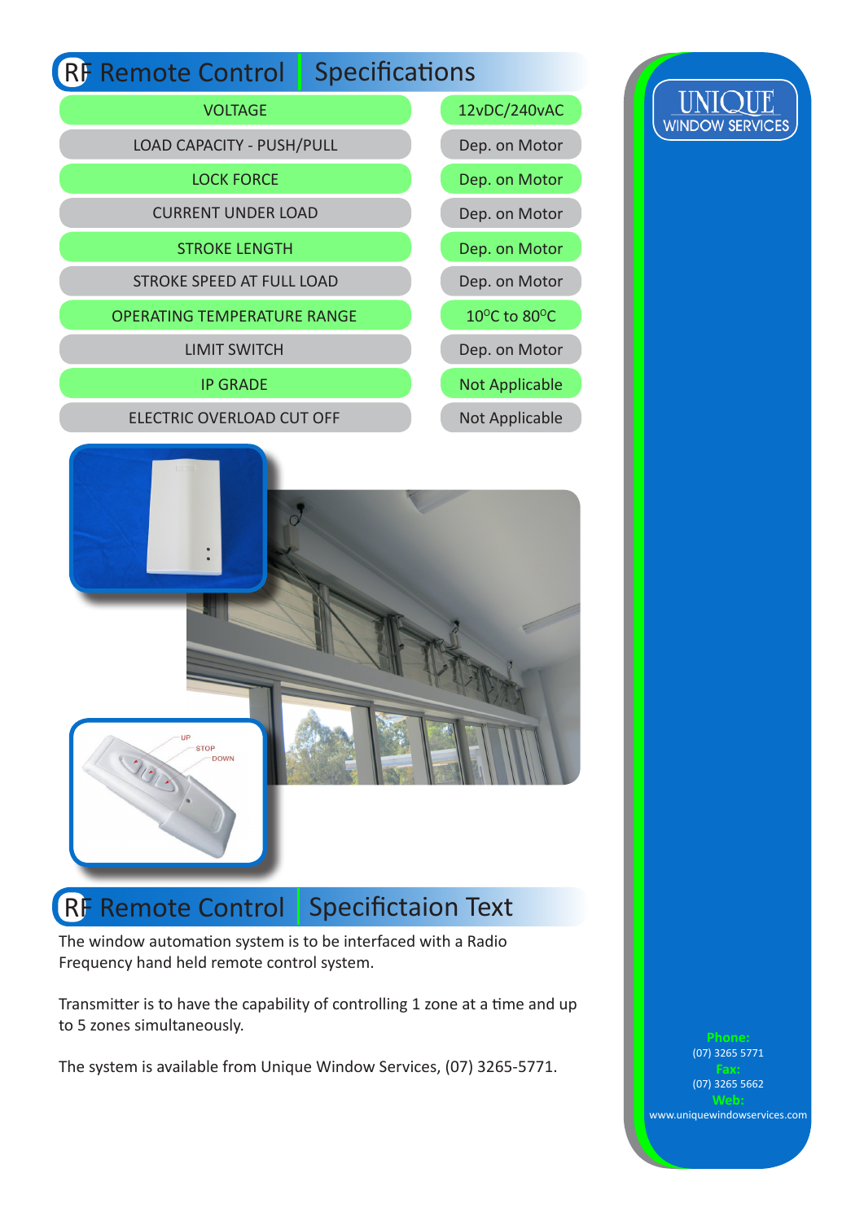## RF Remote Control | Specifications

| | |
|---|---|
| VOLTAGE | 12vDC/240vAC |
| LOAD CAPACITY - PUSH/PULL | Dep. on Motor |
| LOCK FORCE | Dep. on Motor |
| CURRENT UNDER LOAD | Dep. on Motor |
| STROKE LENGTH | Dep. on Motor |
| STROKE SPEED AT FULL LOAD | Dep. on Motor |
| OPERATING TEMPERATURE RANGE | 10$^{0}$C to 80$^{0}$C |
| LIMIT SWITCH | Dep. on Motor |
| IP GRADE | Not Applicable |
| ELECTRIC OVERLOAD CUT OFF | Not Applicable |

## RF Remote Control | Specifictaion Text

The window automation system is to be interfaced with a Radio Frequency hand held remote control system.

Transmitter is to have the capability of controlling 1 zone at a time and up to 5 zones simultaneously.

The system is available from Unique Window Services, (07) 3265-5771.

UNIQUE WINDOW SERVICES

**Phone:**
(07) 3265 5771
**Fax:**
(07) 3265 5662
**Web:**
www.uniquewindowservices.com